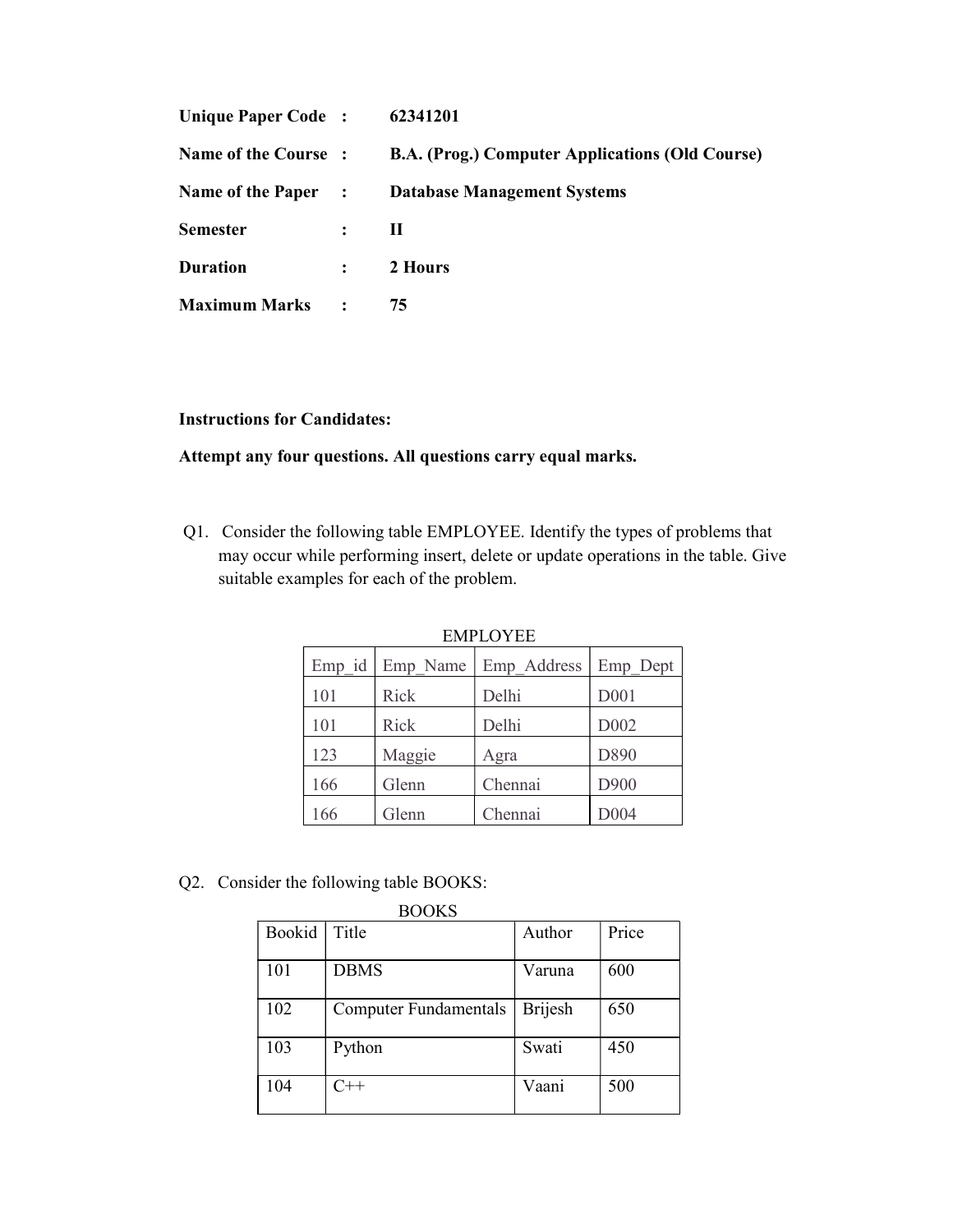| | | |
|---|---|---|
| **Unique Paper Code** | **:** | **62341201** |
| **Name of the Course** | **:** | **B.A. (Prog.) Computer Applications (Old Course)** |
| **Name of the Paper** | **:** | **Database Management Systems** |
| **Semester** | **:** | **II** |
| **Duration** | **:** | **2 Hours** |
| **Maximum Marks** | **:** | **75** |

**Instructions for Candidates:**

**Attempt any four questions. All questions carry equal marks.**

Q1. Consider the following table EMPLOYEE. Identify the types of problems that may occur while performing insert, delete or update operations in the table. Give suitable examples for each of the problem.

EMPLOYEE

| Emp_id | Emp_Name | Emp_Address | Emp_Dept |
|---|---|---|---|
| 101 | Rick | Delhi | D001 |
| 101 | Rick | Delhi | D002 |
| 123 | Maggie | Agra | D890 |
| 166 | Glenn | Chennai | D900 |
| 166 | Glenn | Chennai | D004 |

Q2. Consider the following table BOOKS:

BOOKS

| Bookid | Title | Author | Price |
|---|---|---|---|
| 101 | DBMS | Varuna | 600 |
| 102 | Computer Fundamentals | Brijesh | 650 |
| 103 | Python | Swati | 450 |
| 104 | C++ | Vaani | 500 |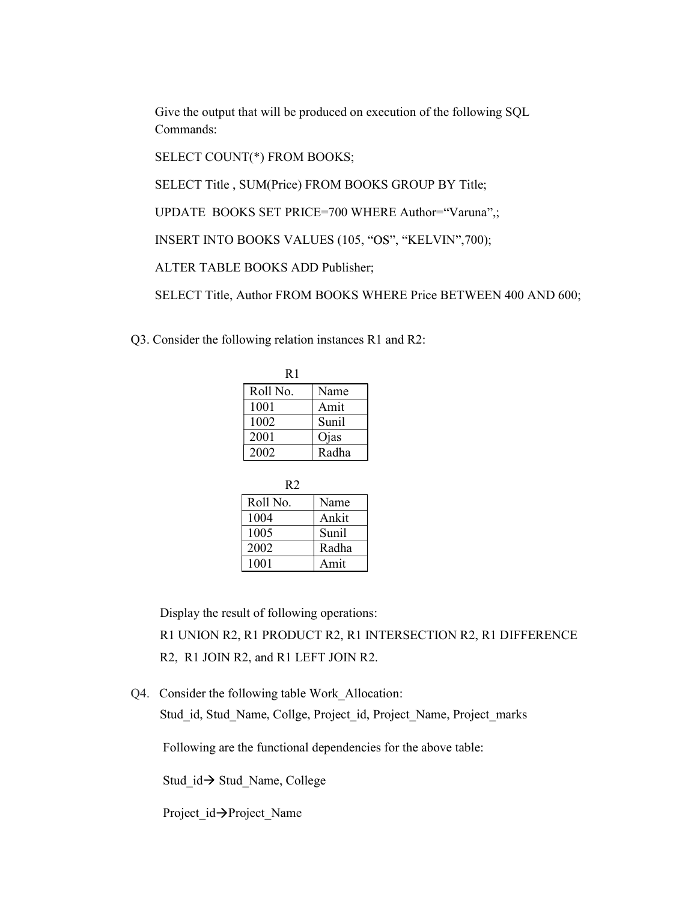Give the output that will be produced on execution of the following SQL Commands:

SELECT COUNT(*) FROM BOOKS;

SELECT Title , SUM(Price) FROM BOOKS GROUP BY Title;

UPDATE BOOKS SET PRICE=700 WHERE Author="Varuna",;

INSERT INTO BOOKS VALUES (105, "OS", "KELVIN",700);

ALTER TABLE BOOKS ADD Publisher;

SELECT Title, Author FROM BOOKS WHERE Price BETWEEN 400 AND 600;

Q3. Consider the following relation instances R1 and R2:

R1

| Roll No. | Name |
|---|---|
| 1001 | Amit |
| 1002 | Sunil |
| 2001 | Ojas |
| 2002 | Radha |

R2

| Roll No. | Name |
|---|---|
| 1004 | Ankit |
| 1005 | Sunil |
| 2002 | Radha |
| 1001 | Amit |

Display the result of following operations:

R1 UNION R2, R1 PRODUCT R2, R1 INTERSECTION R2, R1 DIFFERENCE R2, R1 JOIN R2, and R1 LEFT JOIN R2.

Q4. Consider the following table Work_Allocation:

Stud_id, Stud_Name, Collge, Project_id, Project_Name, Project_marks

Following are the functional dependencies for the above table:

Stud_id→ Stud_Name, College

Project_id→Project_Name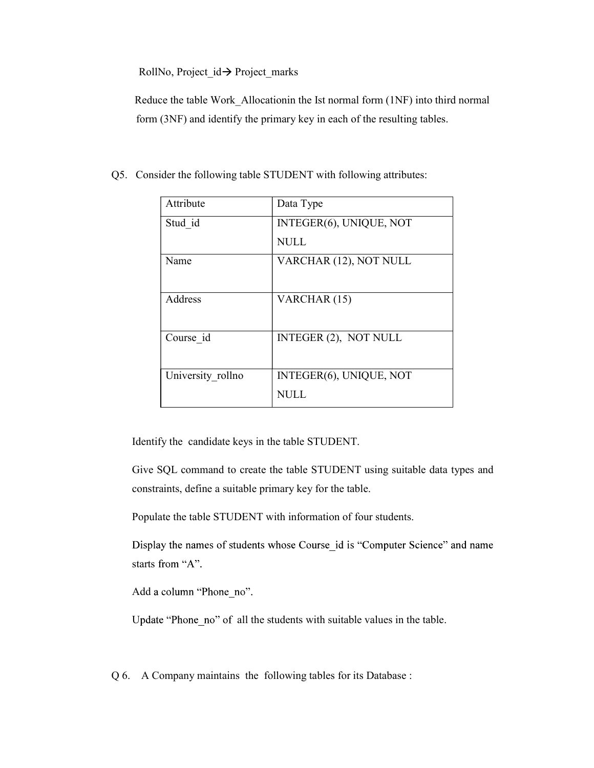RollNo, Project_id→ Project_marks

Reduce the table Work_Allocationin the Ist normal form (1NF) into third normal form (3NF) and identify the primary key in each of the resulting tables.

Q5. Consider the following table STUDENT with following attributes:

| Attribute | Data Type |
|---|---|
| Stud_id | INTEGER(6), UNIQUE, NOT NULL |
| Name | VARCHAR (12), NOT NULL |
| Address | VARCHAR (15) |
| Course_id | INTEGER (2), NOT NULL |
| University_rollno | INTEGER(6), UNIQUE, NOT NULL |

Identify the candidate keys in the table STUDENT.

Give SQL command to create the table STUDENT using suitable data types and constraints, define a suitable primary key for the table.

Populate the table STUDENT with information of four students.

Display the names of students whose Course_id is "Computer Science" and name starts from "A".

Add a column "Phone_no".

Update "Phone_no" of all the students with suitable values in the table.

Q 6. A Company maintains the following tables for its Database :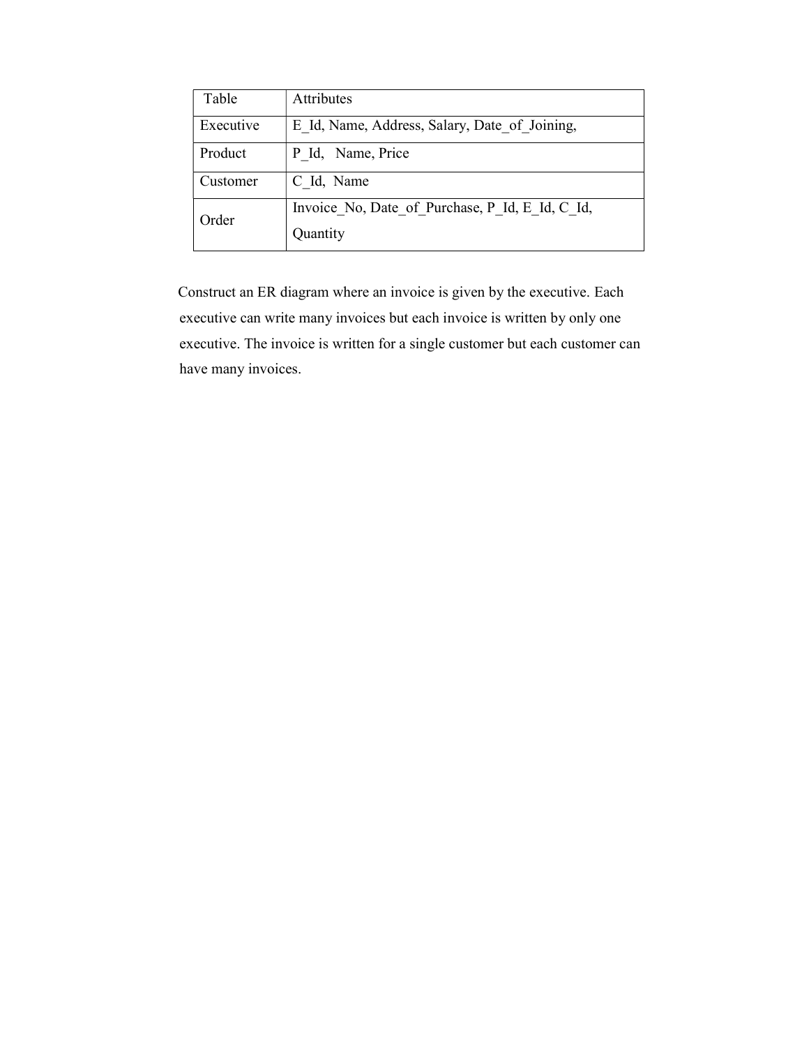| Table | Attributes |
| --- | --- |
| Executive | E_Id, Name, Address, Salary, Date_of_Joining, |
| Product | P_Id, Name, Price |
| Customer | C_Id, Name |
| Order | Invoice_No, Date_of_Purchase, P_Id, E_Id, C_Id, Quantity |

Construct an ER diagram where an invoice is given by the executive. Each executive can write many invoices but each invoice is written by only one executive. The invoice is written for a single customer but each customer can have many invoices.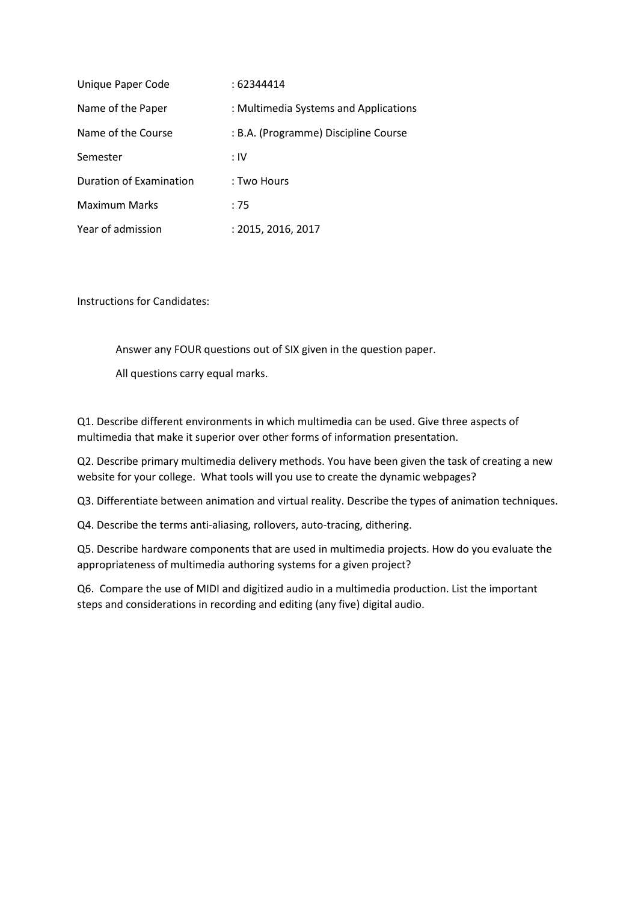| | |
|---|---|
| Unique Paper Code | : 62344414 |
| Name of the Paper | : Multimedia Systems and Applications |
| Name of the Course | : B.A. (Programme) Discipline Course |
| Semester | : IV |
| Duration of Examination | : Two Hours |
| Maximum Marks | : 75 |
| Year of admission | : 2015, 2016, 2017 |

Instructions for Candidates:

> Answer any FOUR questions out of SIX given in the question paper.
>
> All questions carry equal marks.

Q1. Describe different environments in which multimedia can be used. Give three aspects of multimedia that make it superior over other forms of information presentation.

Q2. Describe primary multimedia delivery methods. You have been given the task of creating a new website for your college. What tools will you use to create the dynamic webpages?

Q3. Differentiate between animation and virtual reality. Describe the types of animation techniques.

Q4. Describe the terms anti-aliasing, rollovers, auto-tracing, dithering.

Q5. Describe hardware components that are used in multimedia projects. How do you evaluate the appropriateness of multimedia authoring systems for a given project?

Q6. Compare the use of MIDI and digitized audio in a multimedia production. List the important steps and considerations in recording and editing (any five) digital audio.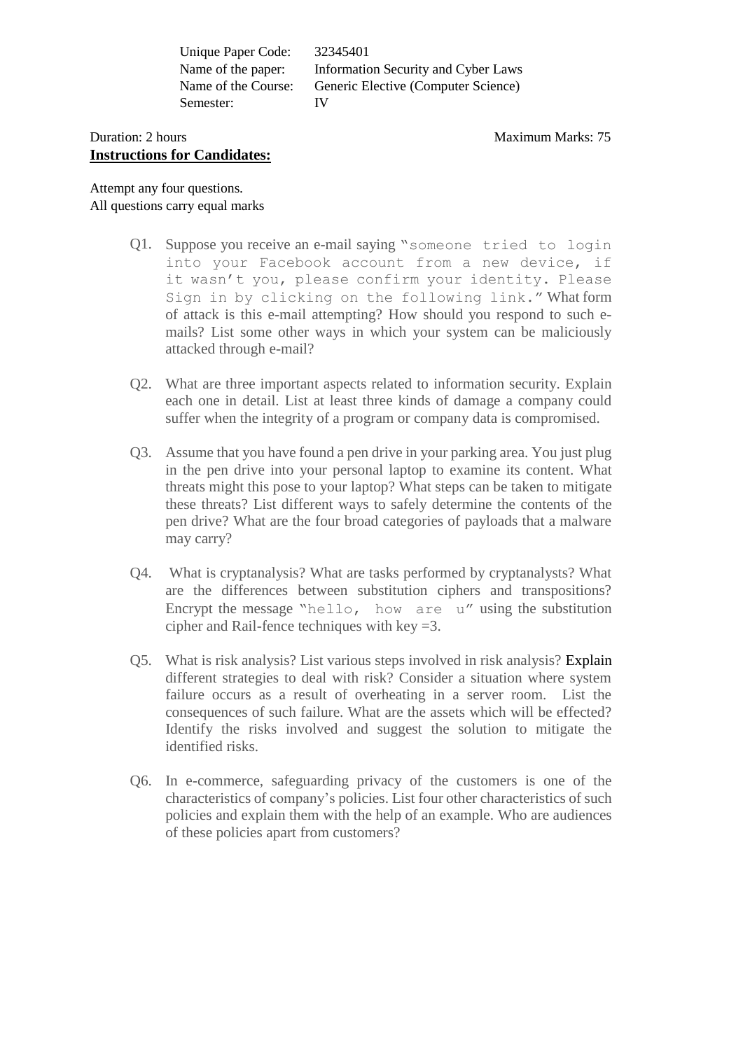| | |
|---|---|
| Unique Paper Code: | 32345401 |
| Name of the paper: | Information Security and Cyber Laws |
| Name of the Course: | Generic Elective (Computer Science) |
| Semester: | IV |

Duration: 2 hours　　　　　　　　　　　　　　　　　　　　Maximum Marks: 75

**Instructions for Candidates:**

Attempt any four questions.
All questions carry equal marks

Q1. Suppose you receive an e-mail saying "`someone tried to login into your Facebook account from a new device, if it wasn't you, please confirm your identity. Please Sign in by clicking on the following link.`" What form of attack is this e-mail attempting? How should you respond to such e-mails? List some other ways in which your system can be maliciously attacked through e-mail?

Q2. What are three important aspects related to information security. Explain each one in detail. List at least three kinds of damage a company could suffer when the integrity of a program or company data is compromised.

Q3. Assume that you have found a pen drive in your parking area. You just plug in the pen drive into your personal laptop to examine its content. What threats might this pose to your laptop? What steps can be taken to mitigate these threats? List different ways to safely determine the contents of the pen drive? What are the four broad categories of payloads that a malware may carry?

Q4. What is cryptanalysis? What are tasks performed by cryptanalysts? What are the differences between substitution ciphers and transpositions? Encrypt the message "`hello, how are u`" using the substitution cipher and Rail-fence techniques with key =3.

Q5. What is risk analysis? List various steps involved in risk analysis? Explain different strategies to deal with risk? Consider a situation where system failure occurs as a result of overheating in a server room. List the consequences of such failure. What are the assets which will be effected? Identify the risks involved and suggest the solution to mitigate the identified risks.

Q6. In e-commerce, safeguarding privacy of the customers is one of the characteristics of company's policies. List four other characteristics of such policies and explain them with the help of an example. Who are audiences of these policies apart from customers?